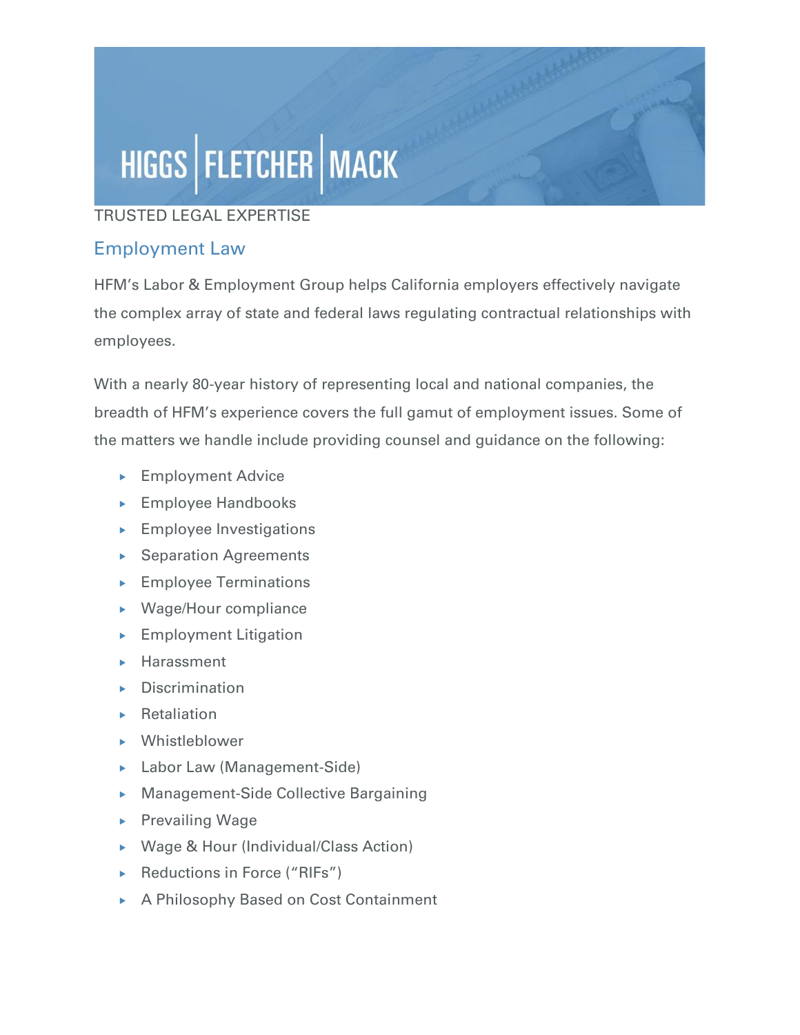HIGGS | FLETCHER | MACK

TRUSTED LEGAL EXPERTISE

## Employment Law

HFM's Labor & Employment Group helps California employers effectively navigate the complex array of state and federal laws regulating contractual relationships with employees.

With a nearly 80-year history of representing local and national companies, the breadth of HFM's experience covers the full gamut of employment issues. Some of the matters we handle include providing counsel and guidance on the following:

- Employment Advice
- Employee Handbooks
- Employee Investigations
- Separation Agreements
- Employee Terminations
- Wage/Hour compliance
- Employment Litigation
- Harassment
- Discrimination
- Retaliation
- Whistleblower
- Labor Law (Management-Side)
- Management-Side Collective Bargaining
- Prevailing Wage
- Wage & Hour (Individual/Class Action)
- Reductions in Force ("RIFs")
- A Philosophy Based on Cost Containment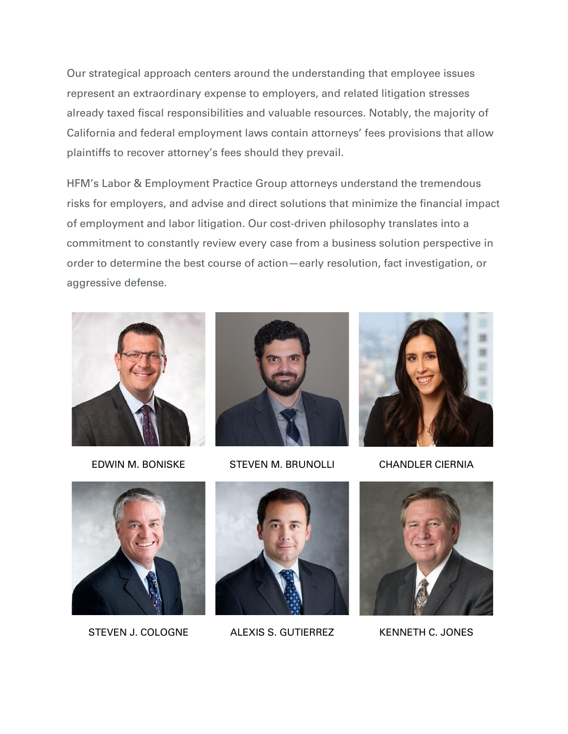Our strategical approach centers around the understanding that employee issues represent an extraordinary expense to employers, and related litigation stresses already taxed fiscal responsibilities and valuable resources. Notably, the majority of California and federal employment laws contain attorneys' fees provisions that allow plaintiffs to recover attorney's fees should they prevail.

HFM's Labor & Employment Practice Group attorneys understand the tremendous risks for employers, and advise and direct solutions that minimize the financial impact of employment and labor litigation. Our cost-driven philosophy translates into a commitment to constantly review every case from a business solution perspective in order to determine the best course of action—early resolution, fact investigation, or aggressive defense.

EDWIN M. BONISKE

STEVEN M. BRUNOLLI

CHANDLER CIERNIA

STEVEN J. COLOGNE

ALEXIS S. GUTIERREZ

KENNETH C. JONES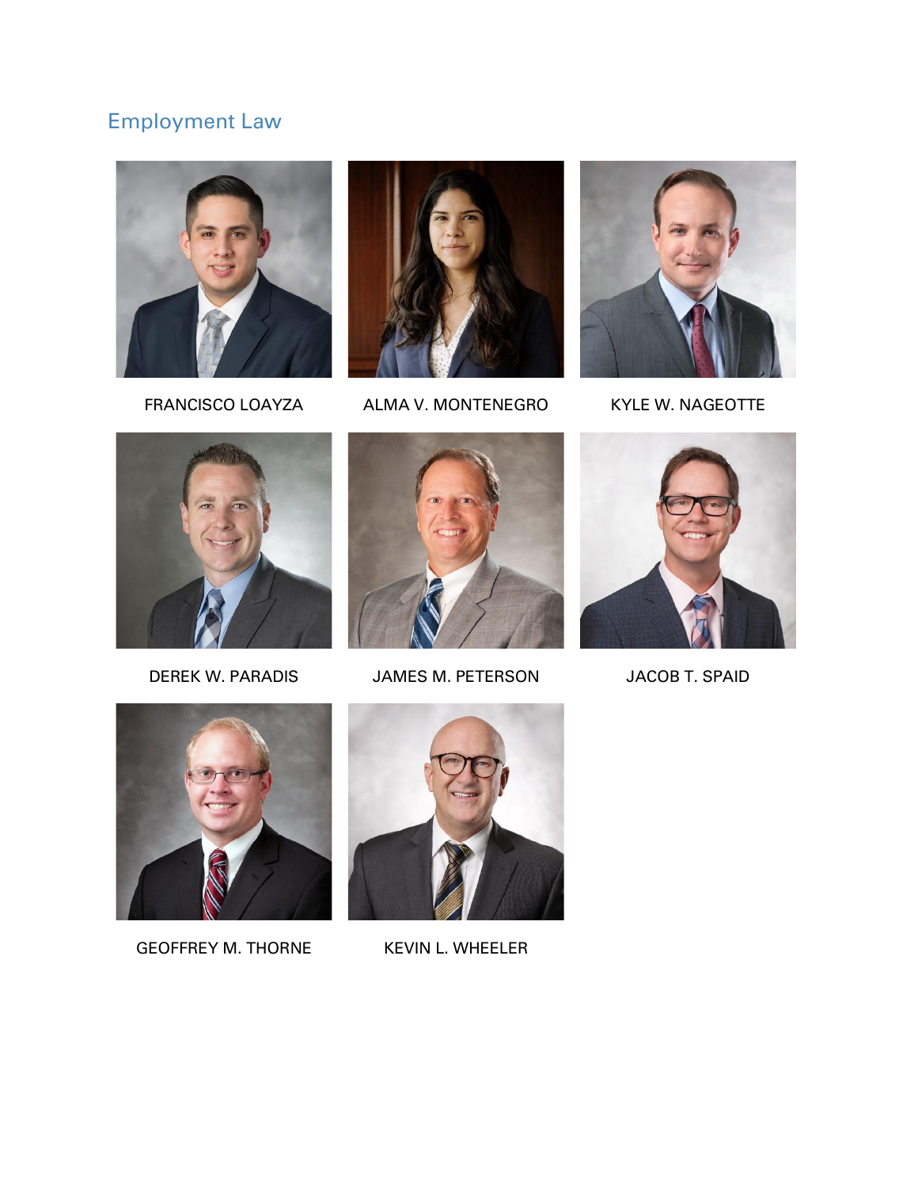## Employment Law

FRANCISCO LOAYZA

ALMA V. MONTENEGRO

KYLE W. NAGEOTTE

DEREK W. PARADIS

JAMES M. PETERSON

JACOB T. SPAID

GEOFFREY M. THORNE

KEVIN L. WHEELER